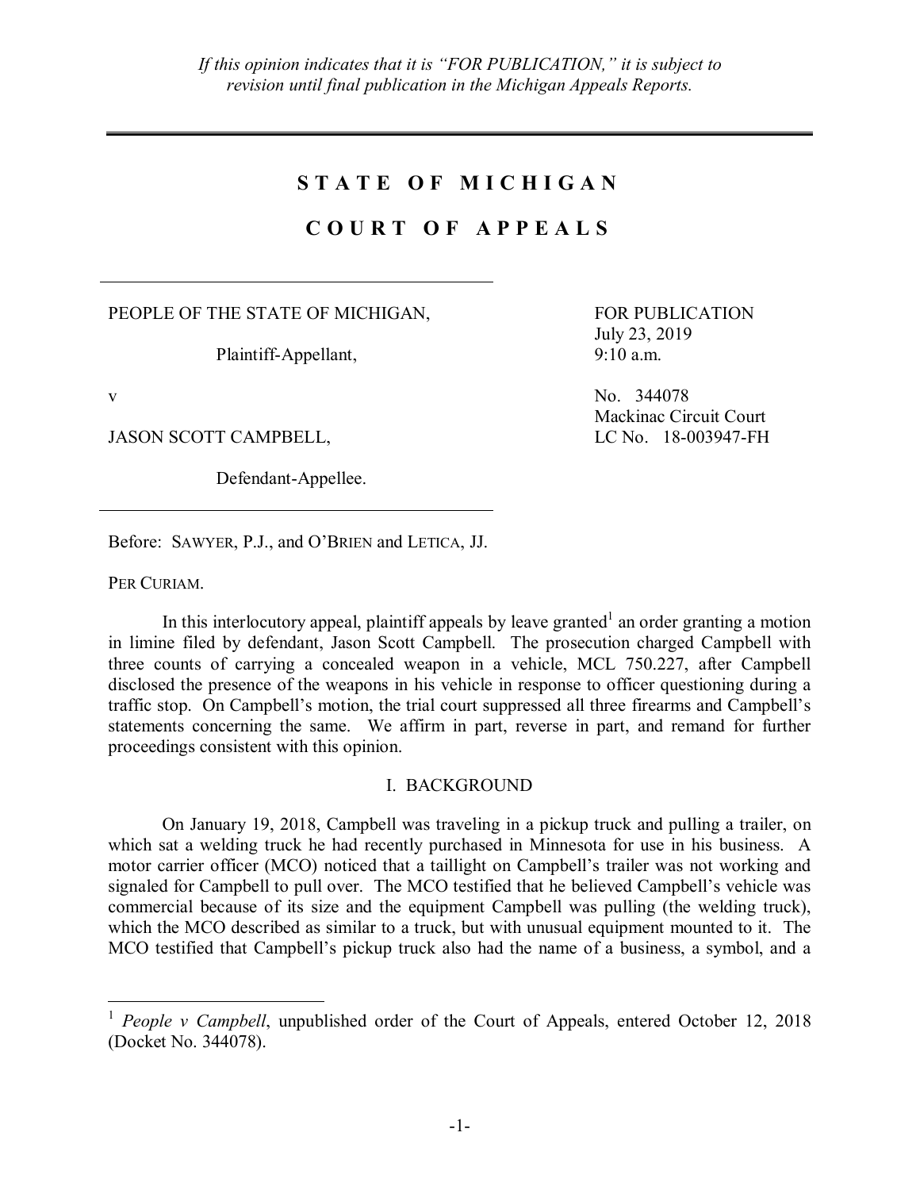*If this opinion indicates that it is "FOR PUBLICATION," it is subject to revision until final publication in the Michigan Appeals Reports.*

# STATE OF MICHIGAN

# COURT OF APPEALS

PEOPLE OF THE STATE OF MICHIGAN,

Plaintiff-Appellant,

v

JASON SCOTT CAMPBELL,

Defendant-Appellee.

FOR PUBLICATION
July 23, 2019
9:10 a.m.

No. 344078
Mackinac Circuit Court
LC No. 18-003947-FH

Before: SAWYER, P.J., and O'BRIEN and LETICA, JJ.

PER CURIAM.

In this interlocutory appeal, plaintiff appeals by leave granted[1] an order granting a motion in limine filed by defendant, Jason Scott Campbell. The prosecution charged Campbell with three counts of carrying a concealed weapon in a vehicle, MCL 750.227, after Campbell disclosed the presence of the weapons in his vehicle in response to officer questioning during a traffic stop. On Campbell's motion, the trial court suppressed all three firearms and Campbell's statements concerning the same. We affirm in part, reverse in part, and remand for further proceedings consistent with this opinion.

## I. BACKGROUND

On January 19, 2018, Campbell was traveling in a pickup truck and pulling a trailer, on which sat a welding truck he had recently purchased in Minnesota for use in his business. A motor carrier officer (MCO) noticed that a taillight on Campbell's trailer was not working and signaled for Campbell to pull over. The MCO testified that he believed Campbell's vehicle was commercial because of its size and the equipment Campbell was pulling (the welding truck), which the MCO described as similar to a truck, but with unusual equipment mounted to it. The MCO testified that Campbell's pickup truck also had the name of a business, a symbol, and a

[1] *People v Campbell*, unpublished order of the Court of Appeals, entered October 12, 2018 (Docket No. 344078).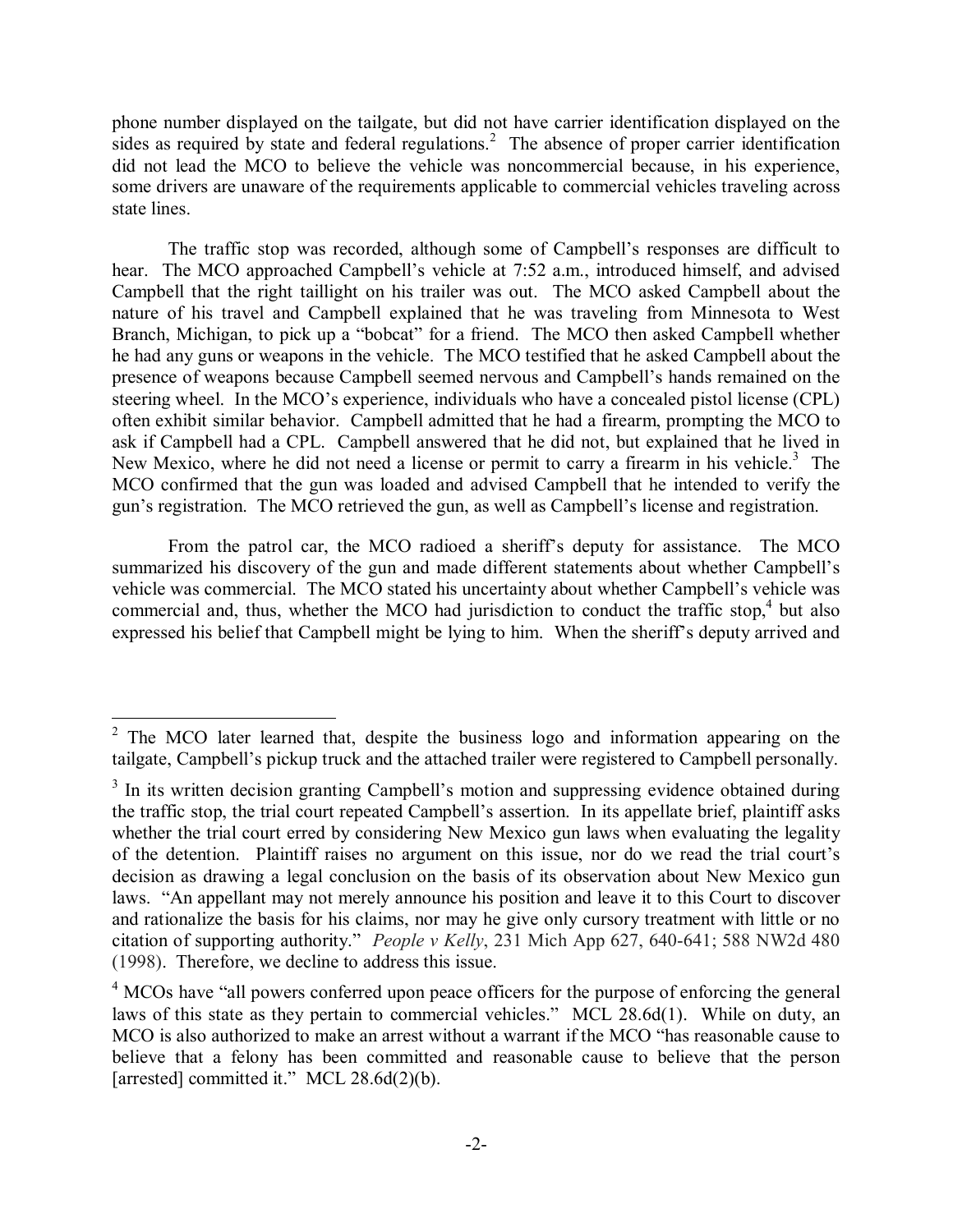phone number displayed on the tailgate, but did not have carrier identification displayed on the sides as required by state and federal regulations.[2] The absence of proper carrier identification did not lead the MCO to believe the vehicle was noncommercial because, in his experience, some drivers are unaware of the requirements applicable to commercial vehicles traveling across state lines.

The traffic stop was recorded, although some of Campbell's responses are difficult to hear. The MCO approached Campbell's vehicle at 7:52 a.m., introduced himself, and advised Campbell that the right taillight on his trailer was out. The MCO asked Campbell about the nature of his travel and Campbell explained that he was traveling from Minnesota to West Branch, Michigan, to pick up a "bobcat" for a friend. The MCO then asked Campbell whether he had any guns or weapons in the vehicle. The MCO testified that he asked Campbell about the presence of weapons because Campbell seemed nervous and Campbell's hands remained on the steering wheel. In the MCO's experience, individuals who have a concealed pistol license (CPL) often exhibit similar behavior. Campbell admitted that he had a firearm, prompting the MCO to ask if Campbell had a CPL. Campbell answered that he did not, but explained that he lived in New Mexico, where he did not need a license or permit to carry a firearm in his vehicle.[3] The MCO confirmed that the gun was loaded and advised Campbell that he intended to verify the gun's registration. The MCO retrieved the gun, as well as Campbell's license and registration.

From the patrol car, the MCO radioed a sheriff's deputy for assistance. The MCO summarized his discovery of the gun and made different statements about whether Campbell's vehicle was commercial. The MCO stated his uncertainty about whether Campbell's vehicle was commercial and, thus, whether the MCO had jurisdiction to conduct the traffic stop,[4] but also expressed his belief that Campbell might be lying to him. When the sheriff's deputy arrived and

---

[2] The MCO later learned that, despite the business logo and information appearing on the tailgate, Campbell's pickup truck and the attached trailer were registered to Campbell personally.

[3] In its written decision granting Campbell's motion and suppressing evidence obtained during the traffic stop, the trial court repeated Campbell's assertion. In its appellate brief, plaintiff asks whether the trial court erred by considering New Mexico gun laws when evaluating the legality of the detention. Plaintiff raises no argument on this issue, nor do we read the trial court's decision as drawing a legal conclusion on the basis of its observation about New Mexico gun laws. "An appellant may not merely announce his position and leave it to this Court to discover and rationalize the basis for his claims, nor may he give only cursory treatment with little or no citation of supporting authority." *People v Kelly*, 231 Mich App 627, 640-641; 588 NW2d 480 (1998). Therefore, we decline to address this issue.

[4] MCOs have "all powers conferred upon peace officers for the purpose of enforcing the general laws of this state as they pertain to commercial vehicles." MCL 28.6d(1). While on duty, an MCO is also authorized to make an arrest without a warrant if the MCO "has reasonable cause to believe that a felony has been committed and reasonable cause to believe that the person [arrested] committed it." MCL 28.6d(2)(b).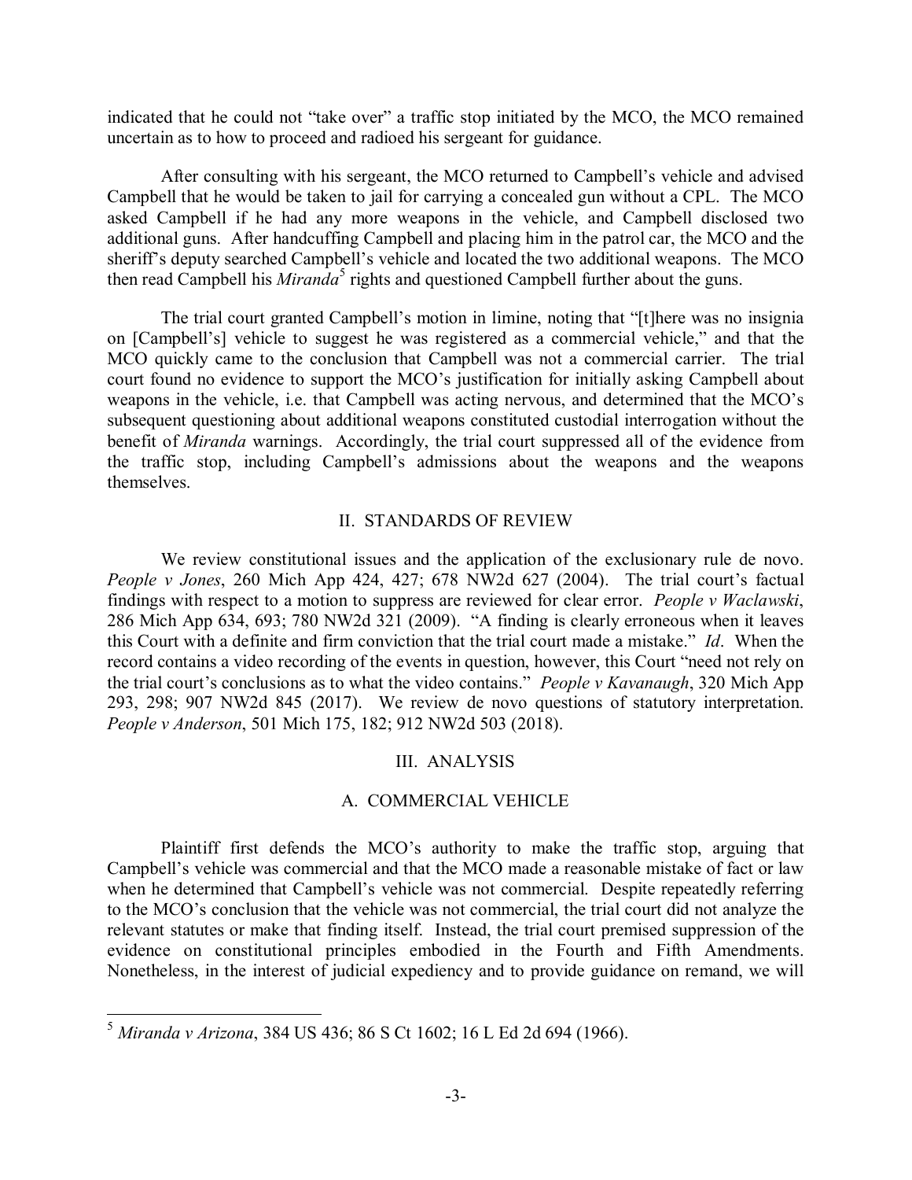indicated that he could not "take over" a traffic stop initiated by the MCO, the MCO remained uncertain as to how to proceed and radioed his sergeant for guidance.

After consulting with his sergeant, the MCO returned to Campbell's vehicle and advised Campbell that he would be taken to jail for carrying a concealed gun without a CPL. The MCO asked Campbell if he had any more weapons in the vehicle, and Campbell disclosed two additional guns. After handcuffing Campbell and placing him in the patrol car, the MCO and the sheriff's deputy searched Campbell's vehicle and located the two additional weapons. The MCO then read Campbell his *Miranda*[5] rights and questioned Campbell further about the guns.

The trial court granted Campbell's motion in limine, noting that "[t]here was no insignia on [Campbell's] vehicle to suggest he was registered as a commercial vehicle," and that the MCO quickly came to the conclusion that Campbell was not a commercial carrier. The trial court found no evidence to support the MCO's justification for initially asking Campbell about weapons in the vehicle, i.e. that Campbell was acting nervous, and determined that the MCO's subsequent questioning about additional weapons constituted custodial interrogation without the benefit of *Miranda* warnings. Accordingly, the trial court suppressed all of the evidence from the traffic stop, including Campbell's admissions about the weapons and the weapons themselves.

## II. STANDARDS OF REVIEW

We review constitutional issues and the application of the exclusionary rule de novo. *People v Jones*, 260 Mich App 424, 427; 678 NW2d 627 (2004). The trial court's factual findings with respect to a motion to suppress are reviewed for clear error. *People v Waclawski*, 286 Mich App 634, 693; 780 NW2d 321 (2009). "A finding is clearly erroneous when it leaves this Court with a definite and firm conviction that the trial court made a mistake." *Id*. When the record contains a video recording of the events in question, however, this Court "need not rely on the trial court's conclusions as to what the video contains." *People v Kavanaugh*, 320 Mich App 293, 298; 907 NW2d 845 (2017). We review de novo questions of statutory interpretation. *People v Anderson*, 501 Mich 175, 182; 912 NW2d 503 (2018).

## III. ANALYSIS

### A. COMMERCIAL VEHICLE

Plaintiff first defends the MCO's authority to make the traffic stop, arguing that Campbell's vehicle was commercial and that the MCO made a reasonable mistake of fact or law when he determined that Campbell's vehicle was not commercial. Despite repeatedly referring to the MCO's conclusion that the vehicle was not commercial, the trial court did not analyze the relevant statutes or make that finding itself. Instead, the trial court premised suppression of the evidence on constitutional principles embodied in the Fourth and Fifth Amendments. Nonetheless, in the interest of judicial expediency and to provide guidance on remand, we will

---

[5] *Miranda v Arizona*, 384 US 436; 86 S Ct 1602; 16 L Ed 2d 694 (1966).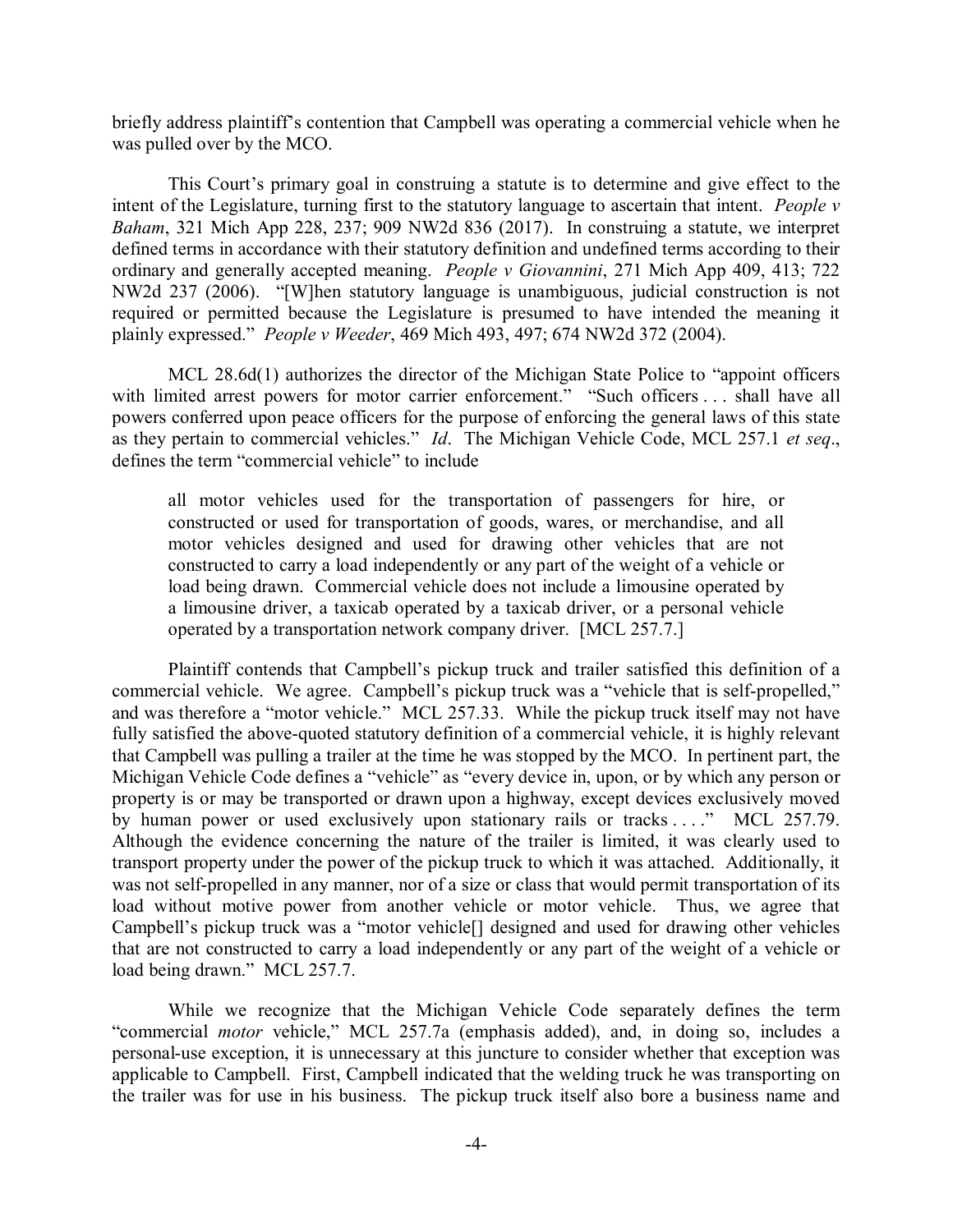briefly address plaintiff's contention that Campbell was operating a commercial vehicle when he was pulled over by the MCO.

This Court's primary goal in construing a statute is to determine and give effect to the intent of the Legislature, turning first to the statutory language to ascertain that intent. *People v Baham*, 321 Mich App 228, 237; 909 NW2d 836 (2017). In construing a statute, we interpret defined terms in accordance with their statutory definition and undefined terms according to their ordinary and generally accepted meaning. *People v Giovannini*, 271 Mich App 409, 413; 722 NW2d 237 (2006). "[W]hen statutory language is unambiguous, judicial construction is not required or permitted because the Legislature is presumed to have intended the meaning it plainly expressed." *People v Weeder*, 469 Mich 493, 497; 674 NW2d 372 (2004).

MCL 28.6d(1) authorizes the director of the Michigan State Police to "appoint officers with limited arrest powers for motor carrier enforcement." "Such officers . . . shall have all powers conferred upon peace officers for the purpose of enforcing the general laws of this state as they pertain to commercial vehicles." *Id*. The Michigan Vehicle Code, MCL 257.1 *et seq*., defines the term "commercial vehicle" to include

> all motor vehicles used for the transportation of passengers for hire, or constructed or used for transportation of goods, wares, or merchandise, and all motor vehicles designed and used for drawing other vehicles that are not constructed to carry a load independently or any part of the weight of a vehicle or load being drawn. Commercial vehicle does not include a limousine operated by a limousine driver, a taxicab operated by a taxicab driver, or a personal vehicle operated by a transportation network company driver. [MCL 257.7.]

Plaintiff contends that Campbell's pickup truck and trailer satisfied this definition of a commercial vehicle. We agree. Campbell's pickup truck was a "vehicle that is self-propelled," and was therefore a "motor vehicle." MCL 257.33. While the pickup truck itself may not have fully satisfied the above-quoted statutory definition of a commercial vehicle, it is highly relevant that Campbell was pulling a trailer at the time he was stopped by the MCO. In pertinent part, the Michigan Vehicle Code defines a "vehicle" as "every device in, upon, or by which any person or property is or may be transported or drawn upon a highway, except devices exclusively moved by human power or used exclusively upon stationary rails or tracks . . . ." MCL 257.79. Although the evidence concerning the nature of the trailer is limited, it was clearly used to transport property under the power of the pickup truck to which it was attached. Additionally, it was not self-propelled in any manner, nor of a size or class that would permit transportation of its load without motive power from another vehicle or motor vehicle. Thus, we agree that Campbell's pickup truck was a "motor vehicle[] designed and used for drawing other vehicles that are not constructed to carry a load independently or any part of the weight of a vehicle or load being drawn." MCL 257.7.

While we recognize that the Michigan Vehicle Code separately defines the term "commercial *motor* vehicle," MCL 257.7a (emphasis added), and, in doing so, includes a personal-use exception, it is unnecessary at this juncture to consider whether that exception was applicable to Campbell. First, Campbell indicated that the welding truck he was transporting on the trailer was for use in his business. The pickup truck itself also bore a business name and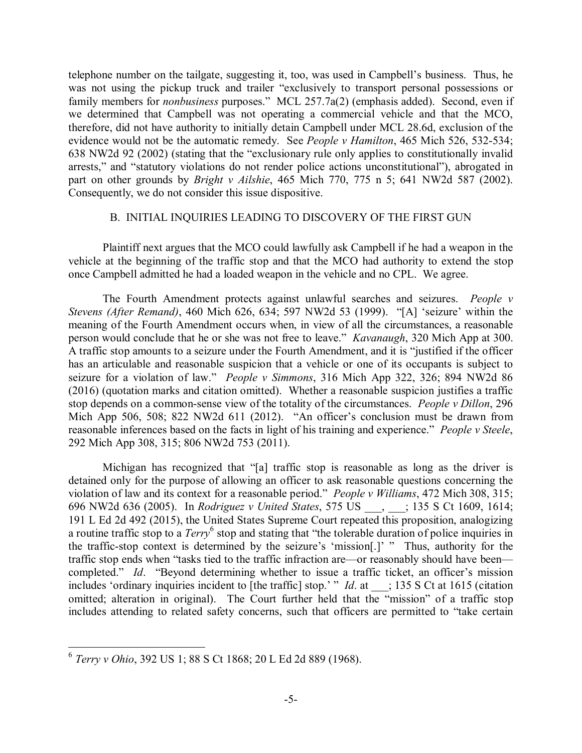telephone number on the tailgate, suggesting it, too, was used in Campbell's business. Thus, he was not using the pickup truck and trailer "exclusively to transport personal possessions or family members for *nonbusiness* purposes." MCL 257.7a(2) (emphasis added). Second, even if we determined that Campbell was not operating a commercial vehicle and that the MCO, therefore, did not have authority to initially detain Campbell under MCL 28.6d, exclusion of the evidence would not be the automatic remedy. See *People v Hamilton*, 465 Mich 526, 532-534; 638 NW2d 92 (2002) (stating that the "exclusionary rule only applies to constitutionally invalid arrests," and "statutory violations do not render police actions unconstitutional"), abrogated in part on other grounds by *Bright v Ailshie*, 465 Mich 770, 775 n 5; 641 NW2d 587 (2002). Consequently, we do not consider this issue dispositive.

B. INITIAL INQUIRIES LEADING TO DISCOVERY OF THE FIRST GUN

Plaintiff next argues that the MCO could lawfully ask Campbell if he had a weapon in the vehicle at the beginning of the traffic stop and that the MCO had authority to extend the stop once Campbell admitted he had a loaded weapon in the vehicle and no CPL. We agree.

The Fourth Amendment protects against unlawful searches and seizures. *People v Stevens (After Remand)*, 460 Mich 626, 634; 597 NW2d 53 (1999). "[A] 'seizure' within the meaning of the Fourth Amendment occurs when, in view of all the circumstances, a reasonable person would conclude that he or she was not free to leave." *Kavanaugh*, 320 Mich App at 300. A traffic stop amounts to a seizure under the Fourth Amendment, and it is "justified if the officer has an articulable and reasonable suspicion that a vehicle or one of its occupants is subject to seizure for a violation of law." *People v Simmons*, 316 Mich App 322, 326; 894 NW2d 86 (2016) (quotation marks and citation omitted). Whether a reasonable suspicion justifies a traffic stop depends on a common-sense view of the totality of the circumstances. *People v Dillon*, 296 Mich App 506, 508; 822 NW2d 611 (2012). "An officer's conclusion must be drawn from reasonable inferences based on the facts in light of his training and experience." *People v Steele*, 292 Mich App 308, 315; 806 NW2d 753 (2011).

Michigan has recognized that "[a] traffic stop is reasonable as long as the driver is detained only for the purpose of allowing an officer to ask reasonable questions concerning the violation of law and its context for a reasonable period." *People v Williams*, 472 Mich 308, 315; 696 NW2d 636 (2005). In *Rodriguez v United States*, 575 US ___, ___; 135 S Ct 1609, 1614; 191 L Ed 2d 492 (2015), the United States Supreme Court repeated this proposition, analogizing a routine traffic stop to a *Terry*[6] stop and stating that "the tolerable duration of police inquiries in the traffic-stop context is determined by the seizure's 'mission[.]' " Thus, authority for the traffic stop ends when "tasks tied to the traffic infraction are—or reasonably should have been—completed." *Id*. "Beyond determining whether to issue a traffic ticket, an officer's mission includes 'ordinary inquiries incident to [the traffic] stop.' " *Id*. at ___; 135 S Ct at 1615 (citation omitted; alteration in original). The Court further held that the "mission" of a traffic stop includes attending to related safety concerns, such that officers are permitted to "take certain

[6] *Terry v Ohio*, 392 US 1; 88 S Ct 1868; 20 L Ed 2d 889 (1968).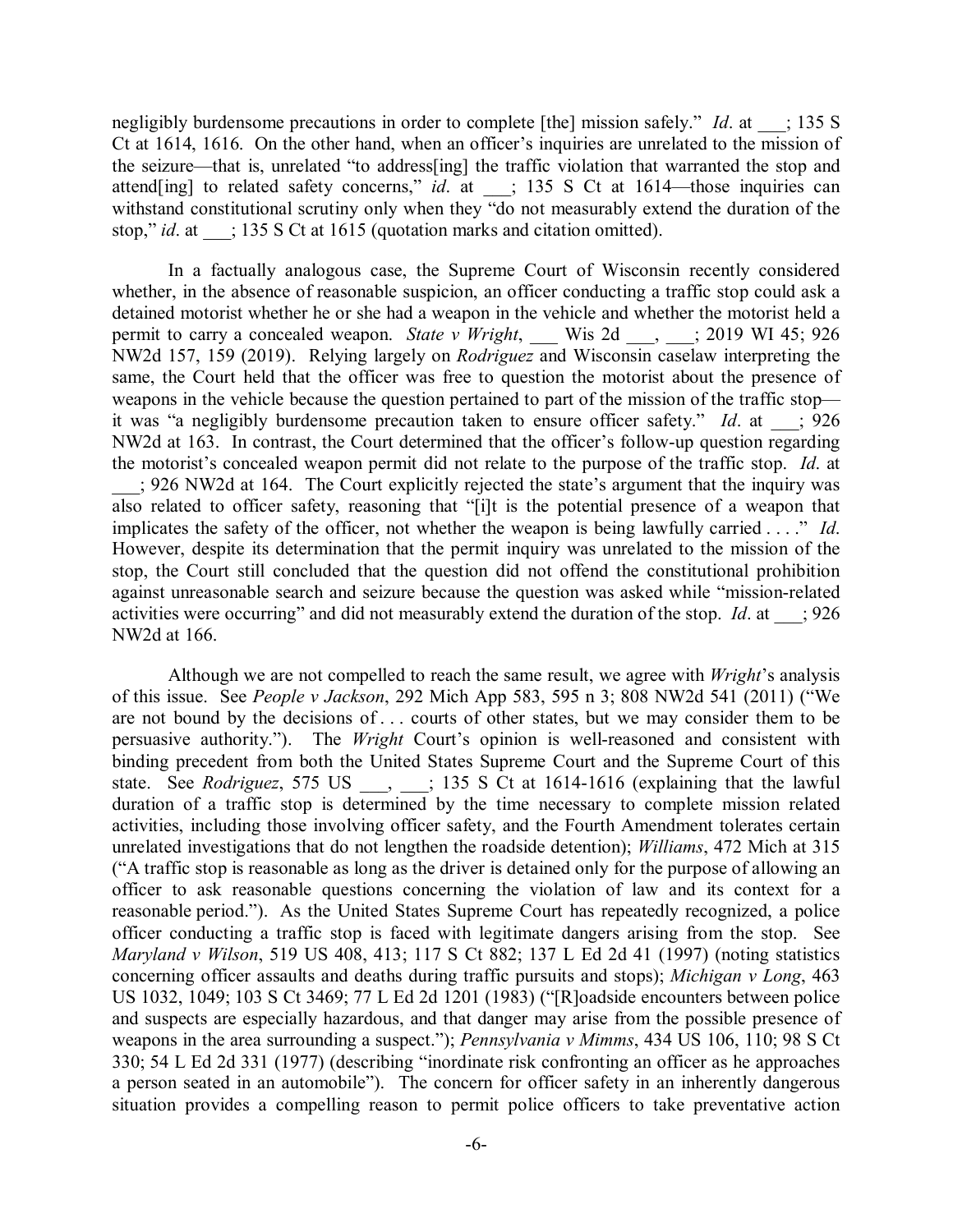negligibly burdensome precautions in order to complete [the] mission safely." *Id*. at ___; 135 S Ct at 1614, 1616. On the other hand, when an officer's inquiries are unrelated to the mission of the seizure—that is, unrelated "to address[ing] the traffic violation that warranted the stop and attend[ing] to related safety concerns," *id*. at ___; 135 S Ct at 1614—those inquiries can withstand constitutional scrutiny only when they "do not measurably extend the duration of the stop," *id*. at ___; 135 S Ct at 1615 (quotation marks and citation omitted).

In a factually analogous case, the Supreme Court of Wisconsin recently considered whether, in the absence of reasonable suspicion, an officer conducting a traffic stop could ask a detained motorist whether he or she had a weapon in the vehicle and whether the motorist held a permit to carry a concealed weapon. *State v Wright*, ___ Wis 2d ___, ___; 2019 WI 45; 926 NW2d 157, 159 (2019). Relying largely on *Rodriguez* and Wisconsin caselaw interpreting the same, the Court held that the officer was free to question the motorist about the presence of weapons in the vehicle because the question pertained to part of the mission of the traffic stop—it was "a negligibly burdensome precaution taken to ensure officer safety." *Id*. at ___; 926 NW2d at 163. In contrast, the Court determined that the officer's follow-up question regarding the motorist's concealed weapon permit did not relate to the purpose of the traffic stop. *Id*. at ___; 926 NW2d at 164. The Court explicitly rejected the state's argument that the inquiry was also related to officer safety, reasoning that "[i]t is the potential presence of a weapon that implicates the safety of the officer, not whether the weapon is being lawfully carried . . . ." *Id*. However, despite its determination that the permit inquiry was unrelated to the mission of the stop, the Court still concluded that the question did not offend the constitutional prohibition against unreasonable search and seizure because the question was asked while "mission-related activities were occurring" and did not measurably extend the duration of the stop. *Id*. at ___; 926 NW2d at 166.

Although we are not compelled to reach the same result, we agree with *Wright*'s analysis of this issue. See *People v Jackson*, 292 Mich App 583, 595 n 3; 808 NW2d 541 (2011) ("We are not bound by the decisions of . . . courts of other states, but we may consider them to be persuasive authority."). The *Wright* Court's opinion is well-reasoned and consistent with binding precedent from both the United States Supreme Court and the Supreme Court of this state. See *Rodriguez*, 575 US ___, ___; 135 S Ct at 1614-1616 (explaining that the lawful duration of a traffic stop is determined by the time necessary to complete mission related activities, including those involving officer safety, and the Fourth Amendment tolerates certain unrelated investigations that do not lengthen the roadside detention); *Williams*, 472 Mich at 315 ("A traffic stop is reasonable as long as the driver is detained only for the purpose of allowing an officer to ask reasonable questions concerning the violation of law and its context for a reasonable period."). As the United States Supreme Court has repeatedly recognized, a police officer conducting a traffic stop is faced with legitimate dangers arising from the stop. See *Maryland v Wilson*, 519 US 408, 413; 117 S Ct 882; 137 L Ed 2d 41 (1997) (noting statistics concerning officer assaults and deaths during traffic pursuits and stops); *Michigan v Long*, 463 US 1032, 1049; 103 S Ct 3469; 77 L Ed 2d 1201 (1983) ("[R]oadside encounters between police and suspects are especially hazardous, and that danger may arise from the possible presence of weapons in the area surrounding a suspect."); *Pennsylvania v Mimms*, 434 US 106, 110; 98 S Ct 330; 54 L Ed 2d 331 (1977) (describing "inordinate risk confronting an officer as he approaches a person seated in an automobile"). The concern for officer safety in an inherently dangerous situation provides a compelling reason to permit police officers to take preventative action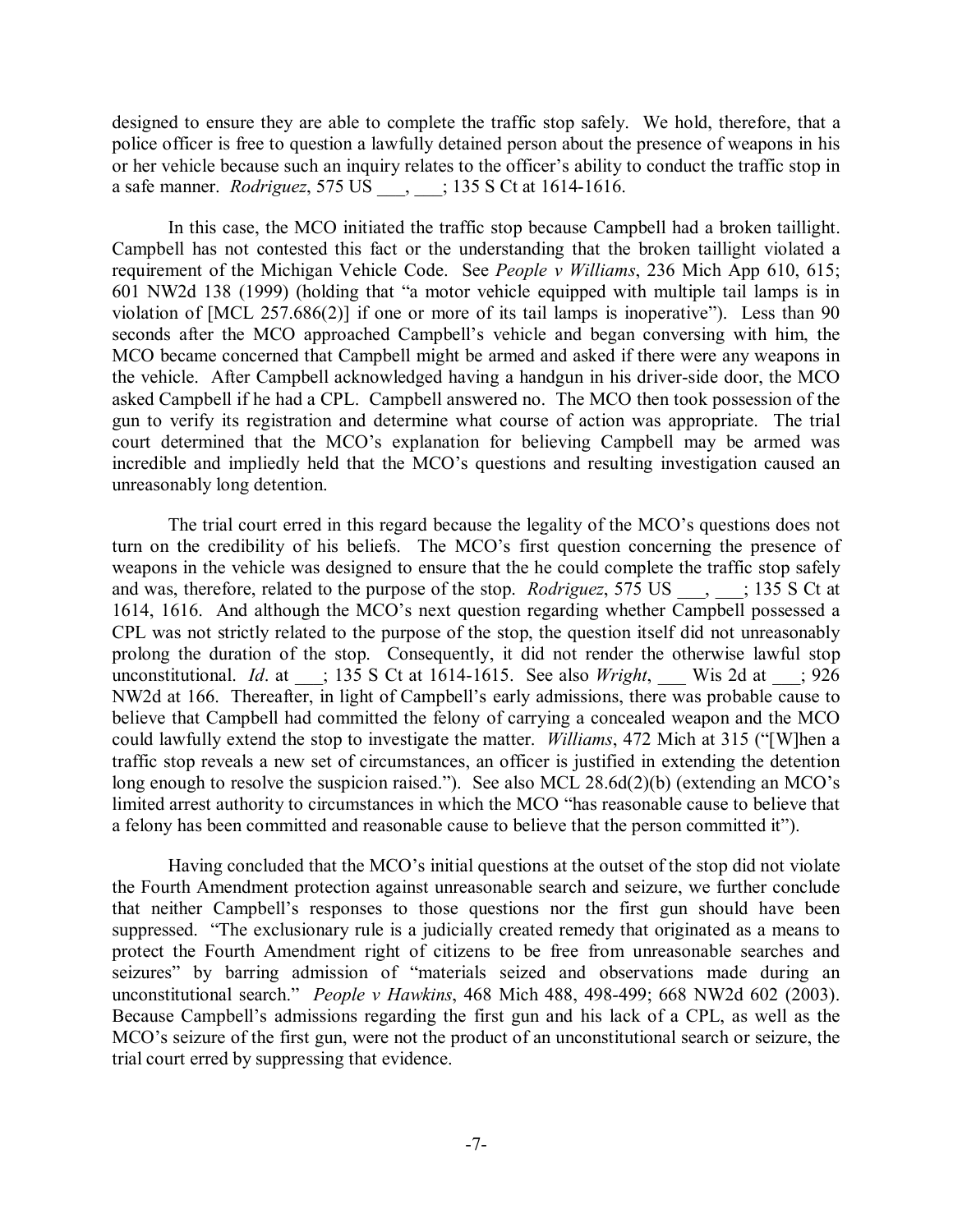designed to ensure they are able to complete the traffic stop safely. We hold, therefore, that a police officer is free to question a lawfully detained person about the presence of weapons in his or her vehicle because such an inquiry relates to the officer's ability to conduct the traffic stop in a safe manner. *Rodriguez*, 575 US ___, ___; 135 S Ct at 1614-1616.

In this case, the MCO initiated the traffic stop because Campbell had a broken taillight. Campbell has not contested this fact or the understanding that the broken taillight violated a requirement of the Michigan Vehicle Code. See *People v Williams*, 236 Mich App 610, 615; 601 NW2d 138 (1999) (holding that "a motor vehicle equipped with multiple tail lamps is in violation of [MCL 257.686(2)] if one or more of its tail lamps is inoperative"). Less than 90 seconds after the MCO approached Campbell's vehicle and began conversing with him, the MCO became concerned that Campbell might be armed and asked if there were any weapons in the vehicle. After Campbell acknowledged having a handgun in his driver-side door, the MCO asked Campbell if he had a CPL. Campbell answered no. The MCO then took possession of the gun to verify its registration and determine what course of action was appropriate. The trial court determined that the MCO's explanation for believing Campbell may be armed was incredible and impliedly held that the MCO's questions and resulting investigation caused an unreasonably long detention.

The trial court erred in this regard because the legality of the MCO's questions does not turn on the credibility of his beliefs. The MCO's first question concerning the presence of weapons in the vehicle was designed to ensure that the he could complete the traffic stop safely and was, therefore, related to the purpose of the stop. *Rodriguez*, 575 US ___, ___; 135 S Ct at 1614, 1616. And although the MCO's next question regarding whether Campbell possessed a CPL was not strictly related to the purpose of the stop, the question itself did not unreasonably prolong the duration of the stop. Consequently, it did not render the otherwise lawful stop unconstitutional. *Id*. at ___; 135 S Ct at 1614-1615. See also *Wright*, ___ Wis 2d at ___; 926 NW2d at 166. Thereafter, in light of Campbell's early admissions, there was probable cause to believe that Campbell had committed the felony of carrying a concealed weapon and the MCO could lawfully extend the stop to investigate the matter. *Williams*, 472 Mich at 315 ("[W]hen a traffic stop reveals a new set of circumstances, an officer is justified in extending the detention long enough to resolve the suspicion raised."). See also MCL 28.6d(2)(b) (extending an MCO's limited arrest authority to circumstances in which the MCO "has reasonable cause to believe that a felony has been committed and reasonable cause to believe that the person committed it").

Having concluded that the MCO's initial questions at the outset of the stop did not violate the Fourth Amendment protection against unreasonable search and seizure, we further conclude that neither Campbell's responses to those questions nor the first gun should have been suppressed. "The exclusionary rule is a judicially created remedy that originated as a means to protect the Fourth Amendment right of citizens to be free from unreasonable searches and seizures" by barring admission of "materials seized and observations made during an unconstitutional search." *People v Hawkins*, 468 Mich 488, 498-499; 668 NW2d 602 (2003). Because Campbell's admissions regarding the first gun and his lack of a CPL, as well as the MCO's seizure of the first gun, were not the product of an unconstitutional search or seizure, the trial court erred by suppressing that evidence.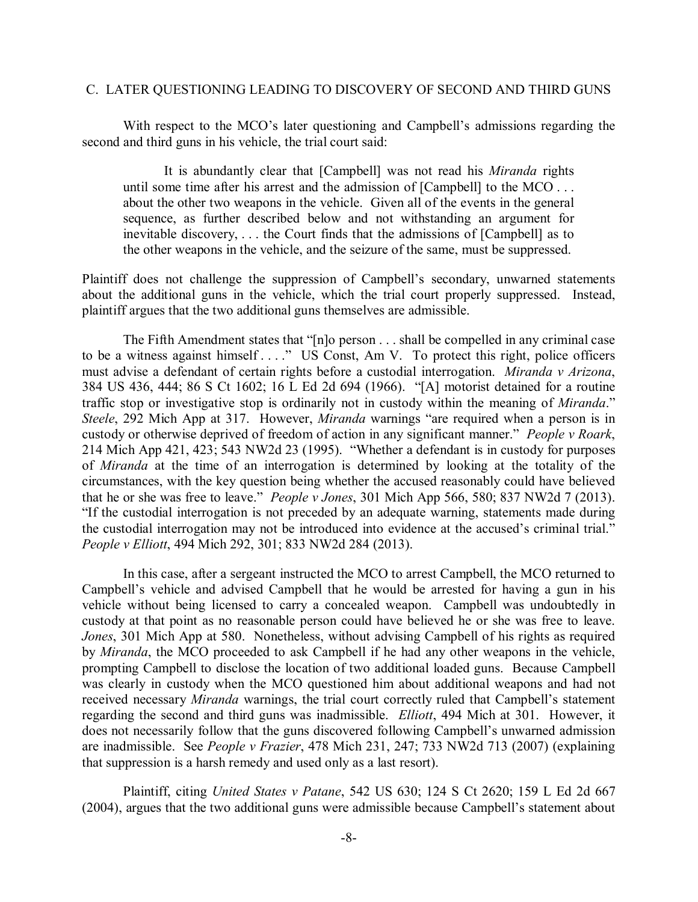### C. LATER QUESTIONING LEADING TO DISCOVERY OF SECOND AND THIRD GUNS

With respect to the MCO's later questioning and Campbell's admissions regarding the second and third guns in his vehicle, the trial court said:

> It is abundantly clear that [Campbell] was not read his *Miranda* rights until some time after his arrest and the admission of [Campbell] to the MCO . . . about the other two weapons in the vehicle. Given all of the events in the general sequence, as further described below and not withstanding an argument for inevitable discovery, . . . the Court finds that the admissions of [Campbell] as to the other weapons in the vehicle, and the seizure of the same, must be suppressed.

Plaintiff does not challenge the suppression of Campbell's secondary, unwarned statements about the additional guns in the vehicle, which the trial court properly suppressed. Instead, plaintiff argues that the two additional guns themselves are admissible.

The Fifth Amendment states that "[n]o person . . . shall be compelled in any criminal case to be a witness against himself . . . ." US Const, Am V. To protect this right, police officers must advise a defendant of certain rights before a custodial interrogation. *Miranda v Arizona*, 384 US 436, 444; 86 S Ct 1602; 16 L Ed 2d 694 (1966). "[A] motorist detained for a routine traffic stop or investigative stop is ordinarily not in custody within the meaning of *Miranda*." *Steele*, 292 Mich App at 317. However, *Miranda* warnings "are required when a person is in custody or otherwise deprived of freedom of action in any significant manner." *People v Roark*, 214 Mich App 421, 423; 543 NW2d 23 (1995). "Whether a defendant is in custody for purposes of *Miranda* at the time of an interrogation is determined by looking at the totality of the circumstances, with the key question being whether the accused reasonably could have believed that he or she was free to leave." *People v Jones*, 301 Mich App 566, 580; 837 NW2d 7 (2013). "If the custodial interrogation is not preceded by an adequate warning, statements made during the custodial interrogation may not be introduced into evidence at the accused's criminal trial." *People v Elliott*, 494 Mich 292, 301; 833 NW2d 284 (2013).

In this case, after a sergeant instructed the MCO to arrest Campbell, the MCO returned to Campbell's vehicle and advised Campbell that he would be arrested for having a gun in his vehicle without being licensed to carry a concealed weapon. Campbell was undoubtedly in custody at that point as no reasonable person could have believed he or she was free to leave. *Jones*, 301 Mich App at 580. Nonetheless, without advising Campbell of his rights as required by *Miranda*, the MCO proceeded to ask Campbell if he had any other weapons in the vehicle, prompting Campbell to disclose the location of two additional loaded guns. Because Campbell was clearly in custody when the MCO questioned him about additional weapons and had not received necessary *Miranda* warnings, the trial court correctly ruled that Campbell's statement regarding the second and third guns was inadmissible. *Elliott*, 494 Mich at 301. However, it does not necessarily follow that the guns discovered following Campbell's unwarned admission are inadmissible. See *People v Frazier*, 478 Mich 231, 247; 733 NW2d 713 (2007) (explaining that suppression is a harsh remedy and used only as a last resort).

Plaintiff, citing *United States v Patane*, 542 US 630; 124 S Ct 2620; 159 L Ed 2d 667 (2004), argues that the two additional guns were admissible because Campbell's statement about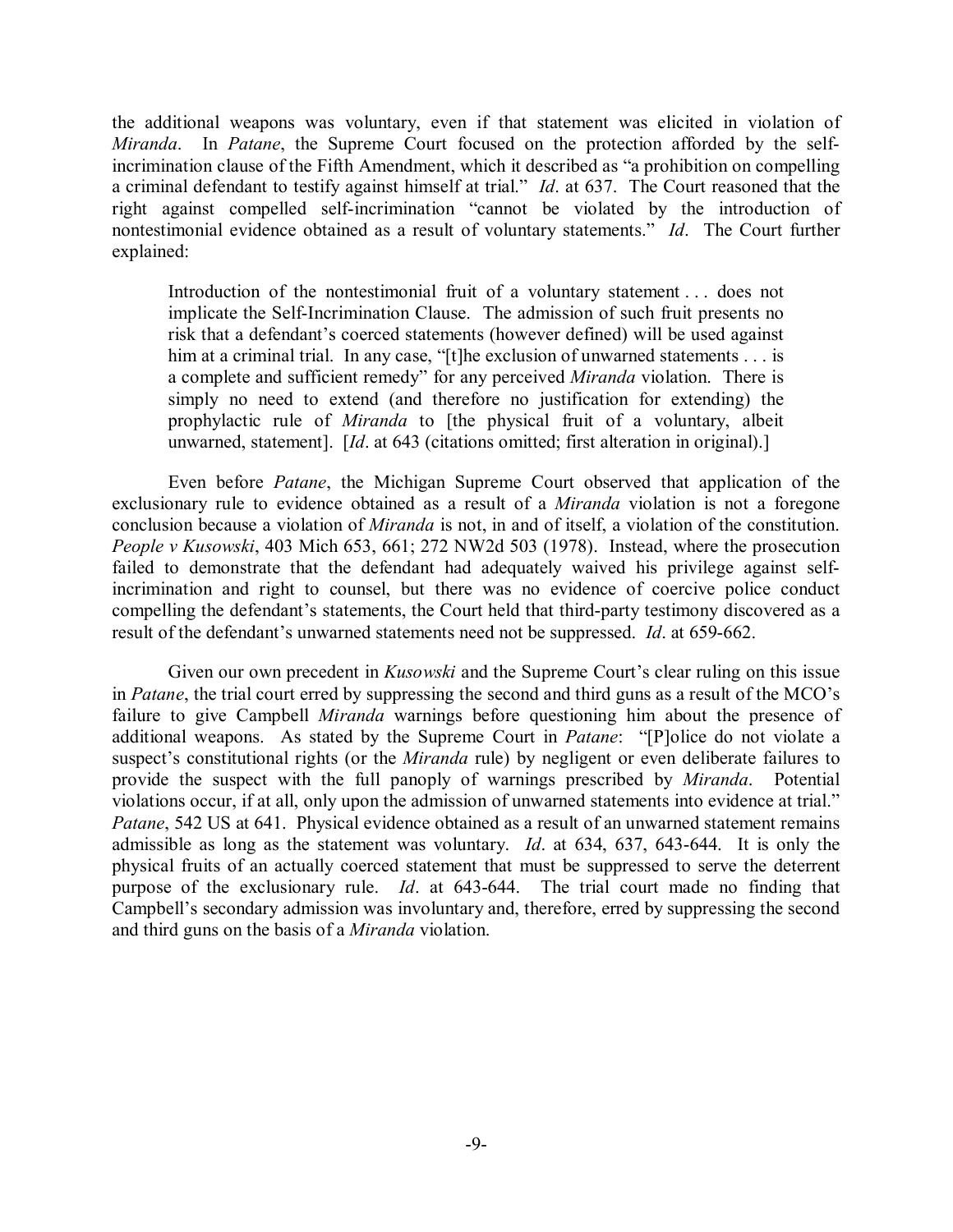the additional weapons was voluntary, even if that statement was elicited in violation of *Miranda*. In *Patane*, the Supreme Court focused on the protection afforded by the self-incrimination clause of the Fifth Amendment, which it described as "a prohibition on compelling a criminal defendant to testify against himself at trial." *Id*. at 637. The Court reasoned that the right against compelled self-incrimination "cannot be violated by the introduction of nontestimonial evidence obtained as a result of voluntary statements." *Id*. The Court further explained:

> Introduction of the nontestimonial fruit of a voluntary statement . . . does not implicate the Self-Incrimination Clause. The admission of such fruit presents no risk that a defendant's coerced statements (however defined) will be used against him at a criminal trial. In any case, "[t]he exclusion of unwarned statements . . . is a complete and sufficient remedy" for any perceived *Miranda* violation. There is simply no need to extend (and therefore no justification for extending) the prophylactic rule of *Miranda* to [the physical fruit of a voluntary, albeit unwarned, statement]. [*Id*. at 643 (citations omitted; first alteration in original).]

Even before *Patane*, the Michigan Supreme Court observed that application of the exclusionary rule to evidence obtained as a result of a *Miranda* violation is not a foregone conclusion because a violation of *Miranda* is not, in and of itself, a violation of the constitution. *People v Kusowski*, 403 Mich 653, 661; 272 NW2d 503 (1978). Instead, where the prosecution failed to demonstrate that the defendant had adequately waived his privilege against self-incrimination and right to counsel, but there was no evidence of coercive police conduct compelling the defendant's statements, the Court held that third-party testimony discovered as a result of the defendant's unwarned statements need not be suppressed. *Id*. at 659-662.

Given our own precedent in *Kusowski* and the Supreme Court's clear ruling on this issue in *Patane*, the trial court erred by suppressing the second and third guns as a result of the MCO's failure to give Campbell *Miranda* warnings before questioning him about the presence of additional weapons. As stated by the Supreme Court in *Patane*: "[P]olice do not violate a suspect's constitutional rights (or the *Miranda* rule) by negligent or even deliberate failures to provide the suspect with the full panoply of warnings prescribed by *Miranda*. Potential violations occur, if at all, only upon the admission of unwarned statements into evidence at trial." *Patane*, 542 US at 641. Physical evidence obtained as a result of an unwarned statement remains admissible as long as the statement was voluntary. *Id*. at 634, 637, 643-644. It is only the physical fruits of an actually coerced statement that must be suppressed to serve the deterrent purpose of the exclusionary rule. *Id*. at 643-644. The trial court made no finding that Campbell's secondary admission was involuntary and, therefore, erred by suppressing the second and third guns on the basis of a *Miranda* violation.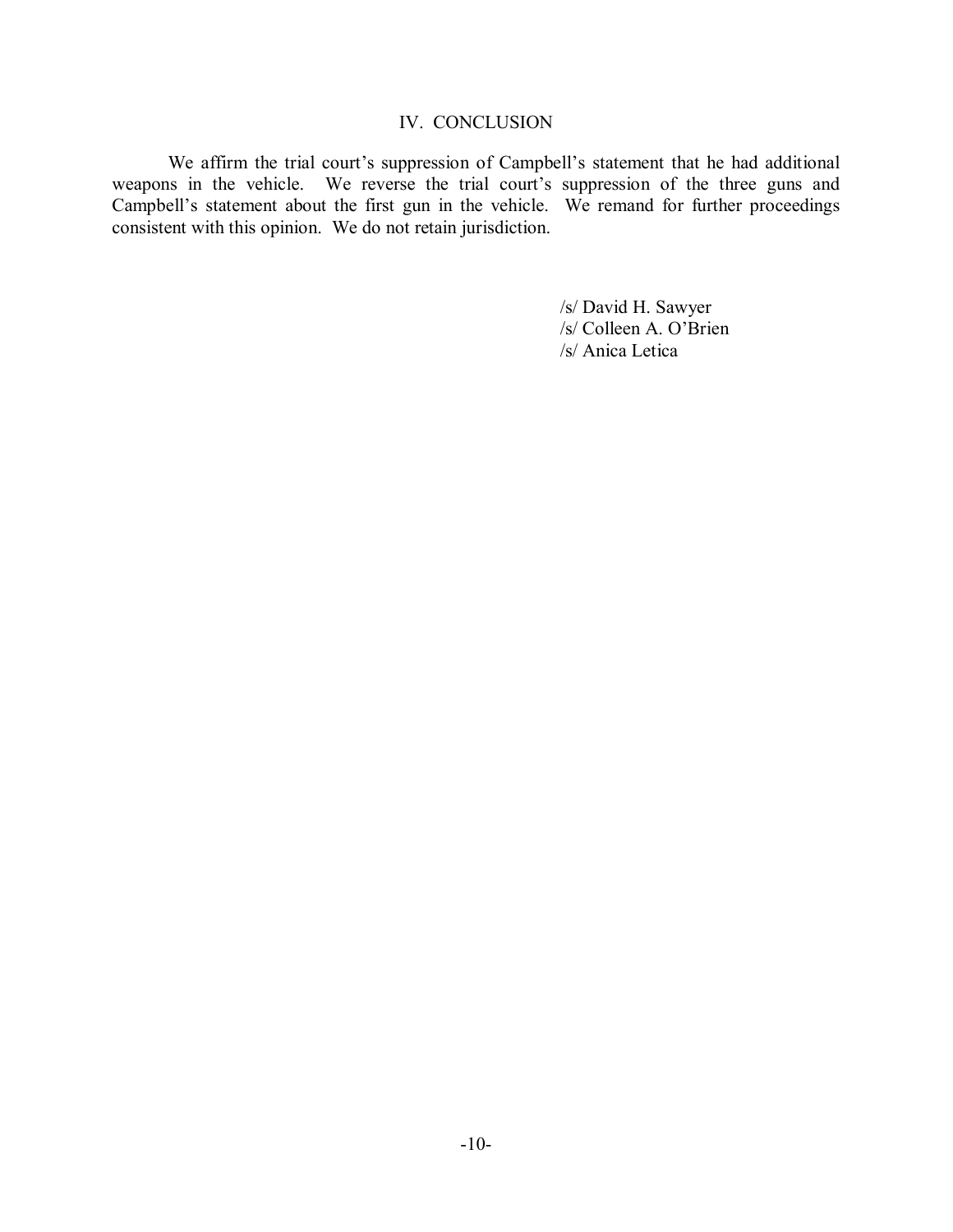## IV. CONCLUSION

We affirm the trial court's suppression of Campbell's statement that he had additional weapons in the vehicle. We reverse the trial court's suppression of the three guns and Campbell's statement about the first gun in the vehicle. We remand for further proceedings consistent with this opinion. We do not retain jurisdiction.

/s/ David H. Sawyer  
/s/ Colleen A. O'Brien  
/s/ Anica Letica